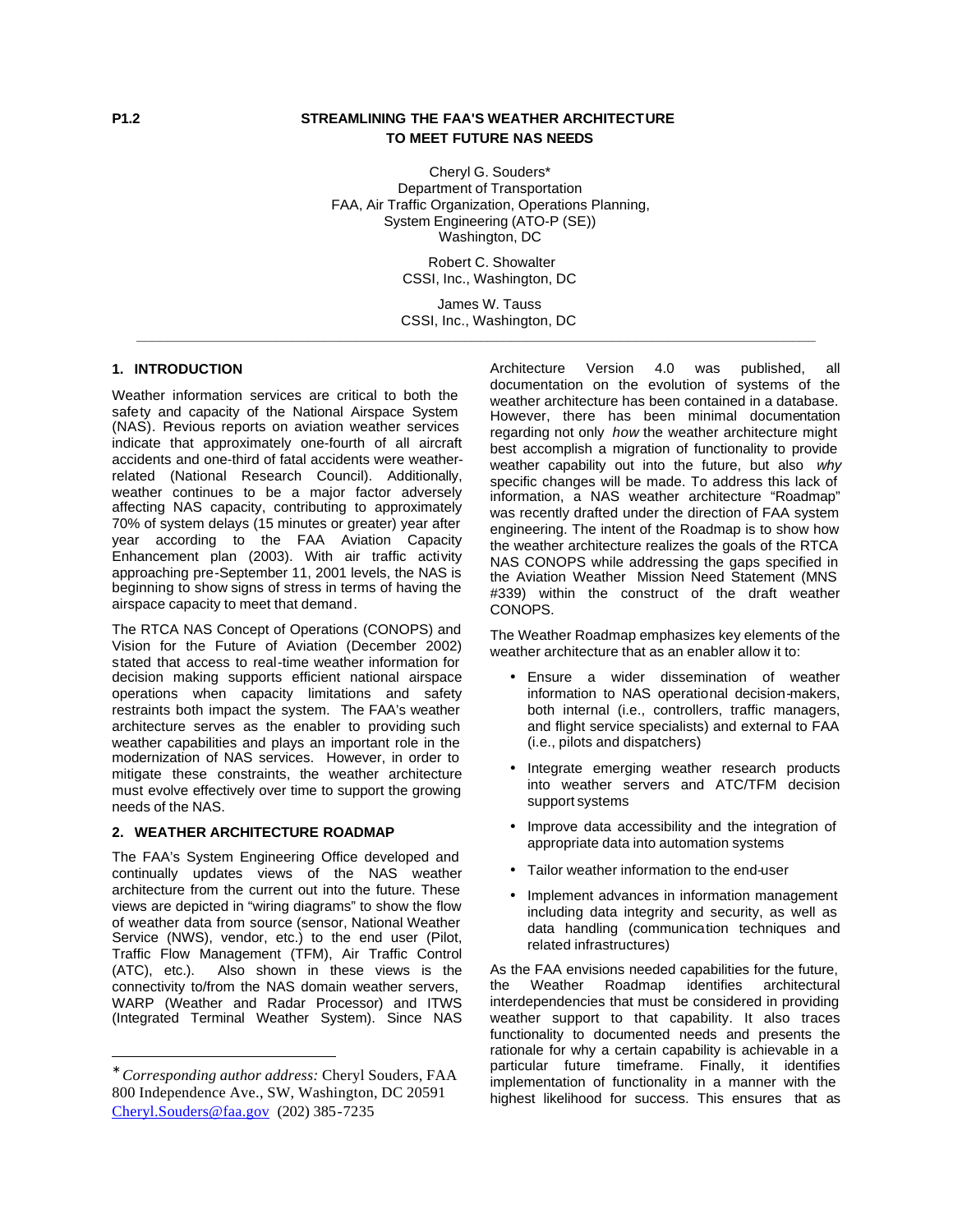P1.2

# STREAMLINING THE FAA'S WEATHER ARCHITECTURE TO MEET FUTURE NAS NEEDS

Cheryl G. Souders*
Department of Transportation
FAA, Air Traffic Organization, Operations Planning,
System Engineering (ATO-P (SE))
Washington, DC

Robert C. Showalter
CSSI, Inc., Washington, DC

James W. Tauss
CSSI, Inc., Washington, DC

## 1. INTRODUCTION

Weather information services are critical to both the safety and capacity of the National Airspace System (NAS). Previous reports on aviation weather services indicate that approximately one-fourth of all aircraft accidents and one-third of fatal accidents were weather-related (National Research Council). Additionally, weather continues to be a major factor adversely affecting NAS capacity, contributing to approximately 70% of system delays (15 minutes or greater) year after year according to the FAA Aviation Capacity Enhancement plan (2003). With air traffic activity approaching pre-September 11, 2001 levels, the NAS is beginning to show signs of stress in terms of having the airspace capacity to meet that demand.

The RTCA NAS Concept of Operations (CONOPS) and Vision for the Future of Aviation (December 2002) stated that access to real-time weather information for decision making supports efficient national airspace operations when capacity limitations and safety restraints both impact the system. The FAA's weather architecture serves as the enabler to providing such weather capabilities and plays an important role in the modernization of NAS services. However, in order to mitigate these constraints, the weather architecture must evolve effectively over time to support the growing needs of the NAS.

## 2. WEATHER ARCHITECTURE ROADMAP

The FAA's System Engineering Office developed and continually updates views of the NAS weather architecture from the current out into the future. These views are depicted in "wiring diagrams" to show the flow of weather data from source (sensor, National Weather Service (NWS), vendor, etc.) to the end user (Pilot, Traffic Flow Management (TFM), Air Traffic Control (ATC), etc.). Also shown in these views is the connectivity to/from the NAS domain weather servers, WARP (Weather and Radar Processor) and ITWS (Integrated Terminal Weather System). Since NAS Architecture Version 4.0 was published, all documentation on the evolution of systems of the weather architecture has been contained in a database. However, there has been minimal documentation regarding not only *how* the weather architecture might best accomplish a migration of functionality to provide weather capability out into the future, but also *why* specific changes will be made. To address this lack of information, a NAS weather architecture "Roadmap" was recently drafted under the direction of FAA system engineering. The intent of the Roadmap is to show how the weather architecture realizes the goals of the RTCA NAS CONOPS while addressing the gaps specified in the Aviation Weather Mission Need Statement (MNS #339) within the construct of the draft weather CONOPS.

The Weather Roadmap emphasizes key elements of the weather architecture that as an enabler allow it to:

- Ensure a wider dissemination of weather information to NAS operational decision-makers, both internal (i.e., controllers, traffic managers, and flight service specialists) and external to FAA (i.e., pilots and dispatchers)
- Integrate emerging weather research products into weather servers and ATC/TFM decision support systems
- Improve data accessibility and the integration of appropriate data into automation systems
- Tailor weather information to the end-user
- Implement advances in information management including data integrity and security, as well as data handling (communication techniques and related infrastructures)

As the FAA envisions needed capabilities for the future, the Weather Roadmap identifies architectural interdependencies that must be considered in providing weather support to that capability. It also traces functionality to documented needs and presents the rationale for why a certain capability is achievable in a particular future timeframe. Finally, it identifies implementation of functionality in a manner with the highest likelihood for success. This ensures that as

---

* *Corresponding author address:* Cheryl Souders, FAA 800 Independence Ave., SW, Washington, DC 20591 Cheryl.Souders@faa.gov (202) 385-7235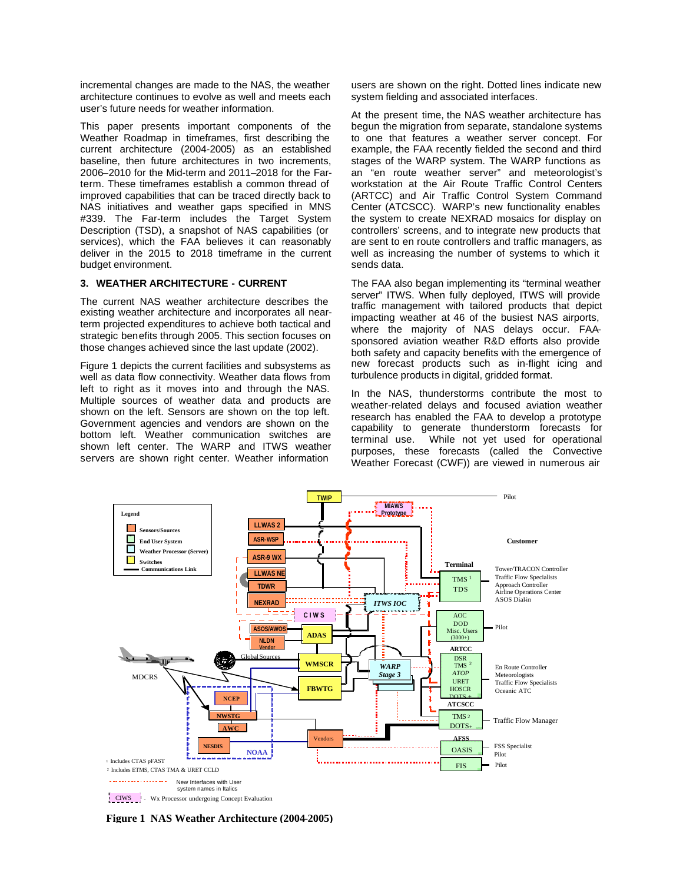incremental changes are made to the NAS, the weather architecture continues to evolve as well and meets each user's future needs for weather information.

This paper presents important components of the Weather Roadmap in timeframes, first describing the current architecture (2004-2005) as an established baseline, then future architectures in two increments, 2006–2010 for the Mid-term and 2011–2018 for the Far-term. These timeframes establish a common thread of improved capabilities that can be traced directly back to NAS initiatives and weather gaps specified in MNS #339. The Far-term includes the Target System Description (TSD), a snapshot of NAS capabilities (or services), which the FAA believes it can reasonably deliver in the 2015 to 2018 timeframe in the current budget environment.

## 3. WEATHER ARCHITECTURE - CURRENT

The current NAS weather architecture describes the existing weather architecture and incorporates all near-term projected expenditures to achieve both tactical and strategic benefits through 2005. This section focuses on those changes achieved since the last update (2002).

Figure 1 depicts the current facilities and subsystems as well as data flow connectivity. Weather data flows from left to right as it moves into and through the NAS. Multiple sources of weather data and products are shown on the left. Sensors are shown on the top left. Government agencies and vendors are shown on the bottom left. Weather communication switches are shown left center. The WARP and ITWS weather servers are shown right center. Weather information users are shown on the right. Dotted lines indicate new system fielding and associated interfaces.

At the present time, the NAS weather architecture has begun the migration from separate, standalone systems to one that features a weather server concept. For example, the FAA recently fielded the second and third stages of the WARP system. The WARP functions as an "en route weather server" and meteorologist's workstation at the Air Route Traffic Control Centers (ARTCC) and Air Traffic Control System Command Center (ATCSCC). WARP's new functionality enables the system to create NEXRAD mosaics for display on controllers' screens, and to integrate new products that are sent to en route controllers and traffic managers, as well as increasing the number of systems to which it sends data.

The FAA also began implementing its "terminal weather server" ITWS. When fully deployed, ITWS will provide traffic management with tailored products that depict impacting weather at 46 of the busiest NAS airports, where the majority of NAS delays occur. FAA-sponsored aviation weather R&D efforts also provide both safety and capacity benefits with the emergence of new forecast products such as in-flight icing and turbulence products in digital, gridded format.

In the NAS, thunderstorms contribute the most to weather-related delays and focused aviation weather research has enabled the FAA to develop a prototype capability to generate thunderstorm forecasts for terminal use. While not yet used for operational purposes, these forecasts (called the Convective Weather Forecast (CWF)) are viewed in numerous air

Figure 1 NAS Weather Architecture (2004-2005)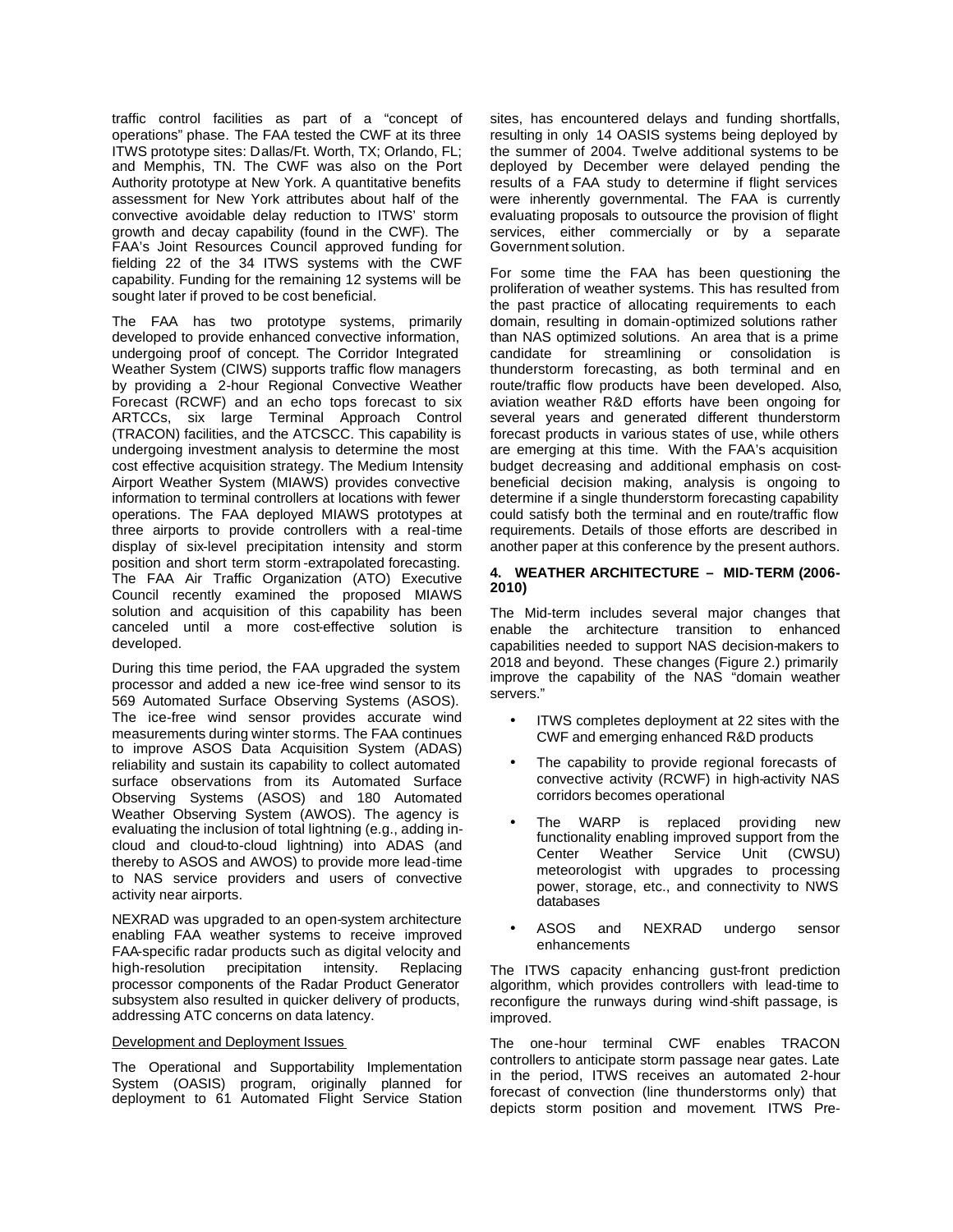traffic control facilities as part of a "concept of operations" phase. The FAA tested the CWF at its three ITWS prototype sites: Dallas/Ft. Worth, TX; Orlando, FL; and Memphis, TN. The CWF was also on the Port Authority prototype at New York. A quantitative benefits assessment for New York attributes about half of the convective avoidable delay reduction to ITWS' storm growth and decay capability (found in the CWF). The FAA's Joint Resources Council approved funding for fielding 22 of the 34 ITWS systems with the CWF capability. Funding for the remaining 12 systems will be sought later if proved to be cost beneficial.

The FAA has two prototype systems, primarily developed to provide enhanced convective information, undergoing proof of concept. The Corridor Integrated Weather System (CIWS) supports traffic flow managers by providing a 2-hour Regional Convective Weather Forecast (RCWF) and an echo tops forecast to six ARTCCs, six large Terminal Approach Control (TRACON) facilities, and the ATCSCC. This capability is undergoing investment analysis to determine the most cost effective acquisition strategy. The Medium Intensity Airport Weather System (MIAWS) provides convective information to terminal controllers at locations with fewer operations. The FAA deployed MIAWS prototypes at three airports to provide controllers with a real-time display of six-level precipitation intensity and storm position and short term storm-extrapolated forecasting. The FAA Air Traffic Organization (ATO) Executive Council recently examined the proposed MIAWS solution and acquisition of this capability has been canceled until a more cost-effective solution is developed.

During this time period, the FAA upgraded the system processor and added a new ice-free wind sensor to its 569 Automated Surface Observing Systems (ASOS). The ice-free wind sensor provides accurate wind measurements during winter storms. The FAA continues to improve ASOS Data Acquisition System (ADAS) reliability and sustain its capability to collect automated surface observations from its Automated Surface Observing Systems (ASOS) and 180 Automated Weather Observing System (AWOS). The agency is evaluating the inclusion of total lightning (e.g., adding in-cloud and cloud-to-cloud lightning) into ADAS (and thereby to ASOS and AWOS) to provide more lead-time to NAS service providers and users of convective activity near airports.

NEXRAD was upgraded to an open-system architecture enabling FAA weather systems to receive improved FAA-specific radar products such as digital velocity and high-resolution precipitation intensity. Replacing processor components of the Radar Product Generator subsystem also resulted in quicker delivery of products, addressing ATC concerns on data latency.

Development and Deployment Issues

The Operational and Supportability Implementation System (OASIS) program, originally planned for deployment to 61 Automated Flight Service Station sites, has encountered delays and funding shortfalls, resulting in only 14 OASIS systems being deployed by the summer of 2004. Twelve additional systems to be deployed by December were delayed pending the results of a FAA study to determine if flight services were inherently governmental. The FAA is currently evaluating proposals to outsource the provision of flight services, either commercially or by a separate Government solution.

For some time the FAA has been questioning the proliferation of weather systems. This has resulted from the past practice of allocating requirements to each domain, resulting in domain-optimized solutions rather than NAS optimized solutions. An area that is a prime candidate for streamlining or consolidation is thunderstorm forecasting, as both terminal and en route/traffic flow products have been developed. Also, aviation weather R&D efforts have been ongoing for several years and generated different thunderstorm forecast products in various states of use, while others are emerging at this time. With the FAA's acquisition budget decreasing and additional emphasis on cost-beneficial decision making, analysis is ongoing to determine if a single thunderstorm forecasting capability could satisfy both the terminal and en route/traffic flow requirements. Details of those efforts are described in another paper at this conference by the present authors.

## 4. WEATHER ARCHITECTURE – MID-TERM (2006-2010)

The Mid-term includes several major changes that enable the architecture transition to enhanced capabilities needed to support NAS decision-makers to 2018 and beyond. These changes (Figure 2.) primarily improve the capability of the NAS "domain weather servers."

- ITWS completes deployment at 22 sites with the CWF and emerging enhanced R&D products
- The capability to provide regional forecasts of convective activity (RCWF) in high-activity NAS corridors becomes operational
- The WARP is replaced providing new functionality enabling improved support from the Center Weather Service Unit (CWSU) meteorologist with upgrades to processing power, storage, etc., and connectivity to NWS databases
- ASOS and NEXRAD undergo sensor enhancements

The ITWS capacity enhancing gust-front prediction algorithm, which provides controllers with lead-time to reconfigure the runways during wind-shift passage, is improved.

The one-hour terminal CWF enables TRACON controllers to anticipate storm passage near gates. Late in the period, ITWS receives an automated 2-hour forecast of convection (line thunderstorms only) that depicts storm position and movement. ITWS Pre-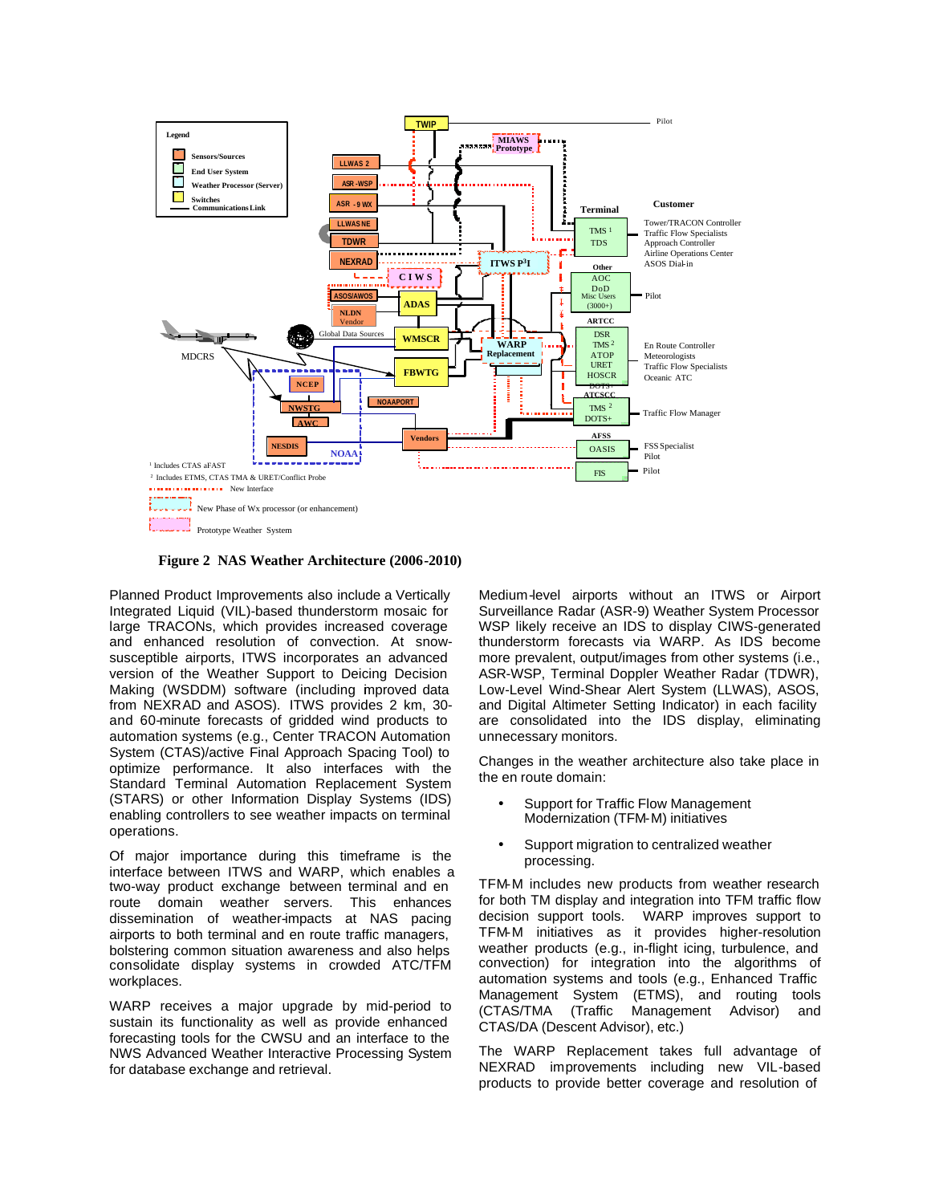**Figure 2 NAS Weather Architecture (2006-2010)**

Planned Product Improvements also include a Vertically Integrated Liquid (VIL)-based thunderstorm mosaic for large TRACONs, which provides increased coverage and enhanced resolution of convection. At snow-susceptible airports, ITWS incorporates an advanced version of the Weather Support to Deicing Decision Making (WSDDM) software (including improved data from NEXRAD and ASOS). ITWS provides 2 km, 30- and 60-minute forecasts of gridded wind products to automation systems (e.g., Center TRACON Automation System (CTAS)/active Final Approach Spacing Tool) to optimize performance. It also interfaces with the Standard Terminal Automation Replacement System (STARS) or other Information Display Systems (IDS) enabling controllers to see weather impacts on terminal operations.

Of major importance during this timeframe is the interface between ITWS and WARP, which enables a two-way product exchange between terminal and en route domain weather servers. This enhances dissemination of weather-impacts at NAS pacing airports to both terminal and en route traffic managers, bolstering common situation awareness and also helps consolidate display systems in crowded ATC/TFM workplaces.

WARP receives a major upgrade by mid-period to sustain its functionality as well as provide enhanced forecasting tools for the CWSU and an interface to the NWS Advanced Weather Interactive Processing System for database exchange and retrieval.

Medium-level airports without an ITWS or Airport Surveillance Radar (ASR-9) Weather System Processor WSP likely receive an IDS to display CIWS-generated thunderstorm forecasts via WARP. As IDS become more prevalent, output/images from other systems (i.e., ASR-WSP, Terminal Doppler Weather Radar (TDWR), Low-Level Wind-Shear Alert System (LLWAS), ASOS, and Digital Altimeter Setting Indicator) in each facility are consolidated into the IDS display, eliminating unnecessary monitors.

Changes in the weather architecture also take place in the en route domain:

- Support for Traffic Flow Management Modernization (TFM-M) initiatives
- Support migration to centralized weather processing.

TFM-M includes new products from weather research for both TM display and integration into TFM traffic flow decision support tools. WARP improves support to TFM-M initiatives as it provides higher-resolution weather products (e.g., in-flight icing, turbulence, and convection) for integration into the algorithms of automation systems and tools (e.g., Enhanced Traffic Management System (ETMS), and routing tools (CTAS/TMA (Traffic Management Advisor) and CTAS/DA (Descent Advisor), etc.)

The WARP Replacement takes full advantage of NEXRAD improvements including new VIL-based products to provide better coverage and resolution of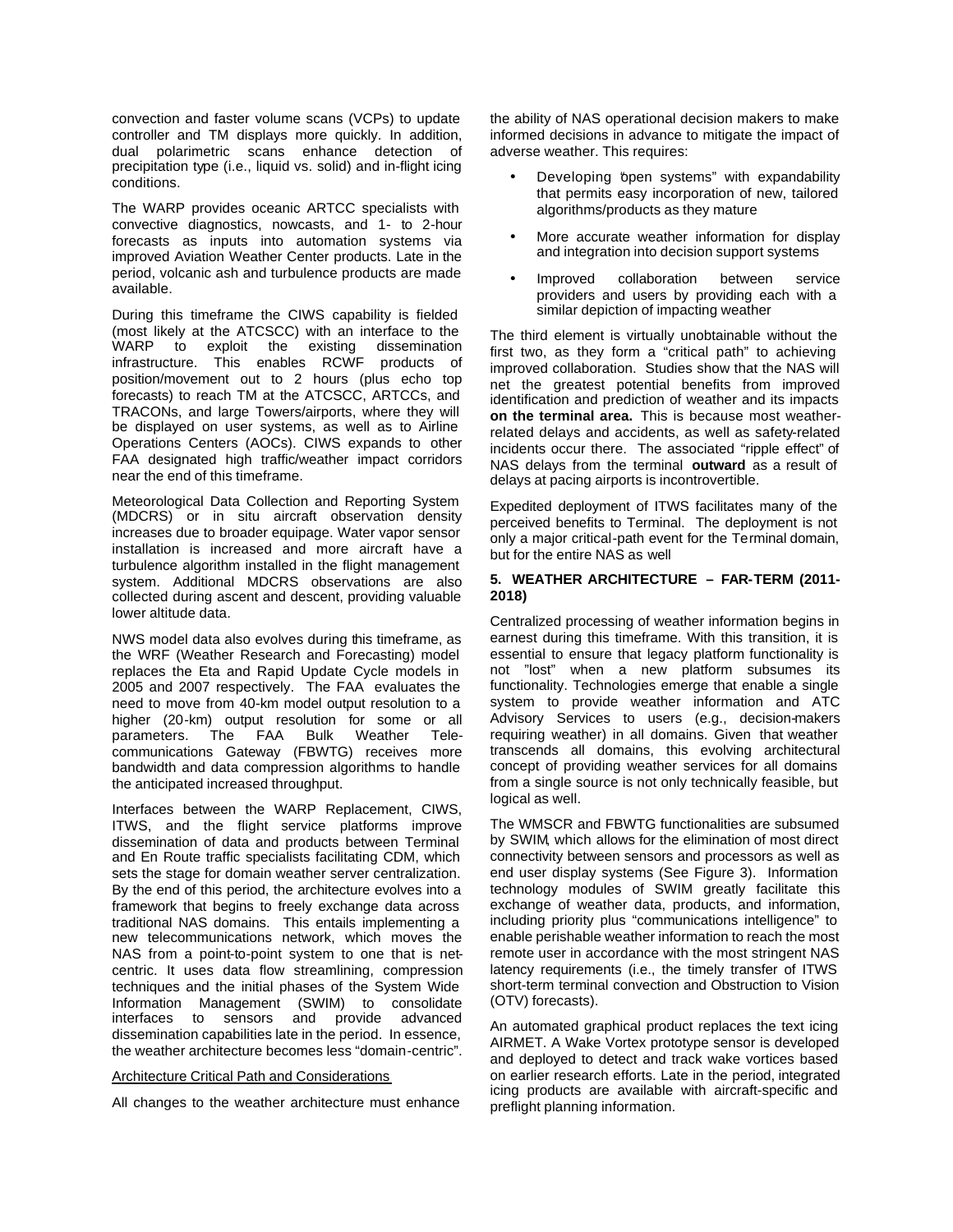convection and faster volume scans (VCPs) to update controller and TM displays more quickly. In addition, dual polarimetric scans enhance detection of precipitation type (i.e., liquid vs. solid) and in-flight icing conditions.

The WARP provides oceanic ARTCC specialists with convective diagnostics, nowcasts, and 1- to 2-hour forecasts as inputs into automation systems via improved Aviation Weather Center products. Late in the period, volcanic ash and turbulence products are made available.

During this timeframe the CIWS capability is fielded (most likely at the ATCSCC) with an interface to the WARP to exploit the existing dissemination infrastructure. This enables RCWF products of position/movement out to 2 hours (plus echo top forecasts) to reach TM at the ATCSCC, ARTCCs, and TRACONs, and large Towers/airports, where they will be displayed on user systems, as well as to Airline Operations Centers (AOCs). CIWS expands to other FAA designated high traffic/weather impact corridors near the end of this timeframe.

Meteorological Data Collection and Reporting System (MDCRS) or in situ aircraft observation density increases due to broader equipage. Water vapor sensor installation is increased and more aircraft have a turbulence algorithm installed in the flight management system. Additional MDCRS observations are also collected during ascent and descent, providing valuable lower altitude data.

NWS model data also evolves during this timeframe, as the WRF (Weather Research and Forecasting) model replaces the Eta and Rapid Update Cycle models in 2005 and 2007 respectively. The FAA evaluates the need to move from 40-km model output resolution to a higher (20-km) output resolution for some or all parameters. The FAA Bulk Weather Telecommunications Gateway (FBWTG) receives more bandwidth and data compression algorithms to handle the anticipated increased throughput.

Interfaces between the WARP Replacement, CIWS, ITWS, and the flight service platforms improve dissemination of data and products between Terminal and En Route traffic specialists facilitating CDM, which sets the stage for domain weather server centralization. By the end of this period, the architecture evolves into a framework that begins to freely exchange data across traditional NAS domains. This entails implementing a new telecommunications network, which moves the NAS from a point-to-point system to one that is net-centric. It uses data flow streamlining, compression techniques and the initial phases of the System Wide Information Management (SWIM) to consolidate interfaces to sensors and provide advanced dissemination capabilities late in the period. In essence, the weather architecture becomes less "domain-centric".

Architecture Critical Path and Considerations

All changes to the weather architecture must enhance the ability of NAS operational decision makers to make informed decisions in advance to mitigate the impact of adverse weather. This requires:

- Developing "open systems" with expandability that permits easy incorporation of new, tailored algorithms/products as they mature
- More accurate weather information for display and integration into decision support systems
- Improved collaboration between service providers and users by providing each with a similar depiction of impacting weather

The third element is virtually unobtainable without the first two, as they form a "critical path" to achieving improved collaboration. Studies show that the NAS will net the greatest potential benefits from improved identification and prediction of weather and its impacts **on the terminal area.** This is because most weather-related delays and accidents, as well as safety-related incidents occur there. The associated "ripple effect" of NAS delays from the terminal **outward** as a result of delays at pacing airports is incontrovertible.

Expedited deployment of ITWS facilitates many of the perceived benefits to Terminal. The deployment is not only a major critical-path event for the Terminal domain, but for the entire NAS as well

## 5. WEATHER ARCHITECTURE – FAR-TERM (2011-2018)

Centralized processing of weather information begins in earnest during this timeframe. With this transition, it is essential to ensure that legacy platform functionality is not "lost" when a new platform subsumes its functionality. Technologies emerge that enable a single system to provide weather information and ATC Advisory Services to users (e.g., decision-makers requiring weather) in all domains. Given that weather transcends all domains, this evolving architectural concept of providing weather services for all domains from a single source is not only technically feasible, but logical as well.

The WMSCR and FBWTG functionalities are subsumed by SWIM, which allows for the elimination of most direct connectivity between sensors and processors as well as end user display systems (See Figure 3). Information technology modules of SWIM greatly facilitate this exchange of weather data, products, and information, including priority plus "communications intelligence" to enable perishable weather information to reach the most remote user in accordance with the most stringent NAS latency requirements (i.e., the timely transfer of ITWS short-term terminal convection and Obstruction to Vision (OTV) forecasts).

An automated graphical product replaces the text icing AIRMET. A Wake Vortex prototype sensor is developed and deployed to detect and track wake vortices based on earlier research efforts. Late in the period, integrated icing products are available with aircraft-specific and preflight planning information.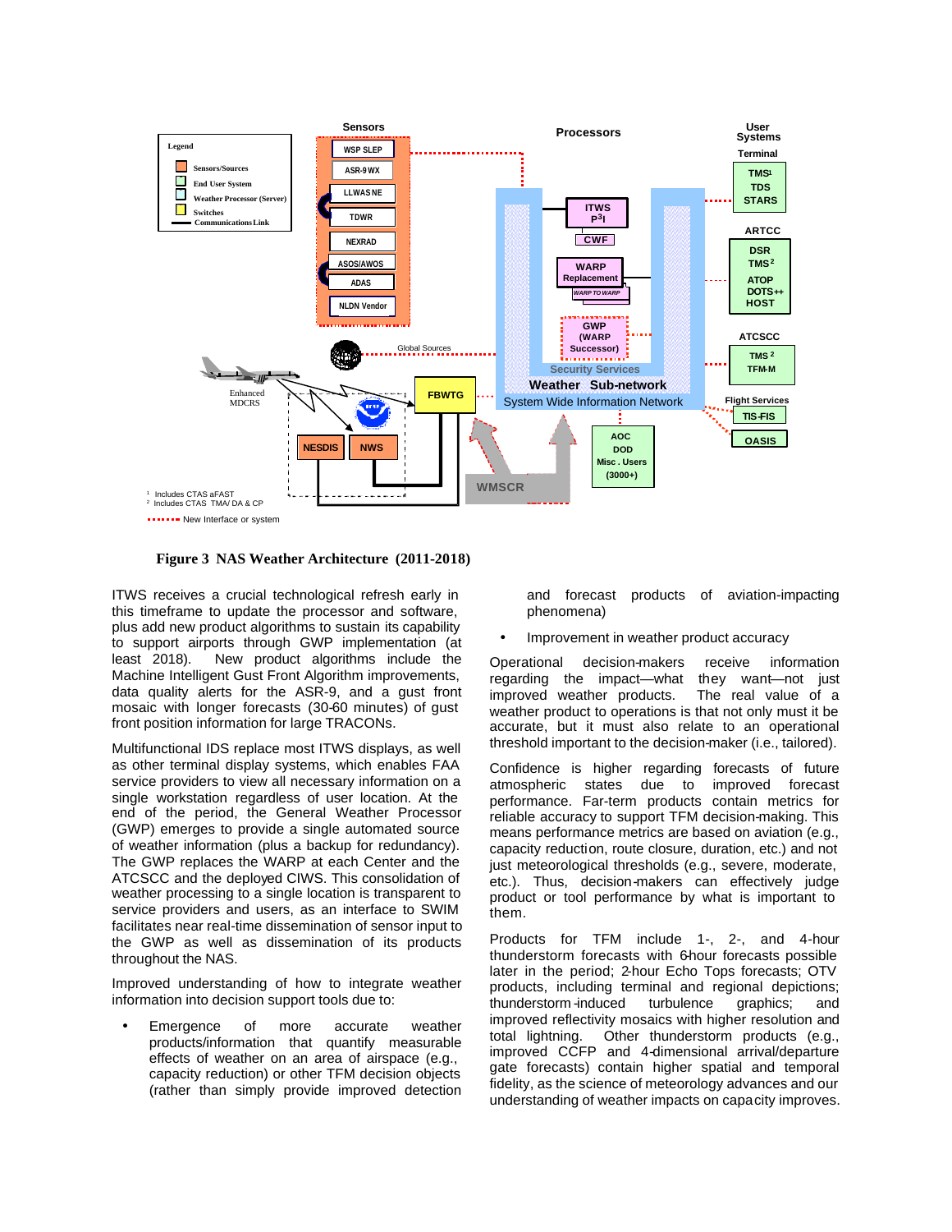**Figure 3 NAS Weather Architecture (2011-2018)**

ITWS receives a crucial technological refresh early in this timeframe to update the processor and software, plus add new product algorithms to sustain its capability to support airports through GWP implementation (at least 2018). New product algorithms include the Machine Intelligent Gust Front Algorithm improvements, data quality alerts for the ASR-9, and a gust front mosaic with longer forecasts (30-60 minutes) of gust front position information for large TRACONs.

Multifunctional IDS replace most ITWS displays, as well as other terminal display systems, which enables FAA service providers to view all necessary information on a single workstation regardless of user location. At the end of the period, the General Weather Processor (GWP) emerges to provide a single automated source of weather information (plus a backup for redundancy). The GWP replaces the WARP at each Center and the ATCSCC and the deployed CIWS. This consolidation of weather processing to a single location is transparent to service providers and users, as an interface to SWIM facilitates near real-time dissemination of sensor input to the GWP as well as dissemination of its products throughout the NAS.

Improved understanding of how to integrate weather information into decision support tools due to:

- Emergence of more accurate weather products/information that quantify measurable effects of weather on an area of airspace (e.g., capacity reduction) or other TFM decision objects (rather than simply provide improved detection and forecast products of aviation-impacting phenomena)
- Improvement in weather product accuracy

Operational decision-makers receive information regarding the impact—what they want—not just improved weather products. The real value of a weather product to operations is that not only must it be accurate, but it must also relate to an operational threshold important to the decision-maker (i.e., tailored).

Confidence is higher regarding forecasts of future atmospheric states due to improved forecast performance. Far-term products contain metrics for reliable accuracy to support TFM decision-making. This means performance metrics are based on aviation (e.g., capacity reduction, route closure, duration, etc.) and not just meteorological thresholds (e.g., severe, moderate, etc.). Thus, decision-makers can effectively judge product or tool performance by what is important to them.

Products for TFM include 1-, 2-, and 4-hour thunderstorm forecasts with 6-hour forecasts possible later in the period; 2-hour Echo Tops forecasts; OTV products, including terminal and regional depictions; thunderstorm-induced turbulence graphics; and improved reflectivity mosaics with higher resolution and total lightning. Other thunderstorm products (e.g., improved CCFP and 4-dimensional arrival/departure gate forecasts) contain higher spatial and temporal fidelity, as the science of meteorology advances and our understanding of weather impacts on capacity improves.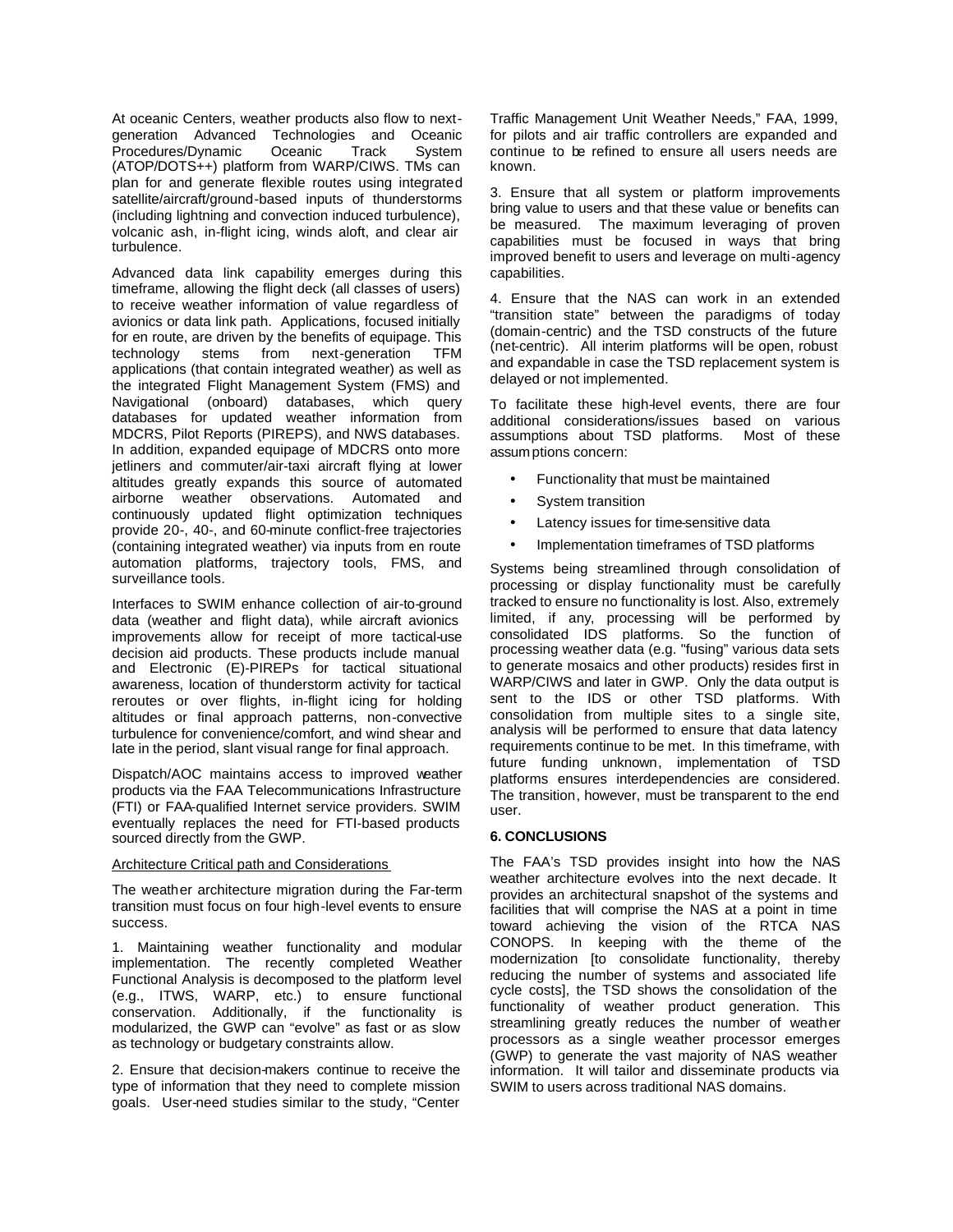At oceanic Centers, weather products also flow to next-generation Advanced Technologies and Oceanic Procedures/Dynamic Oceanic Track System (ATOP/DOTS++) platform from WARP/CIWS. TMs can plan for and generate flexible routes using integrated satellite/aircraft/ground-based inputs of thunderstorms (including lightning and convection induced turbulence), volcanic ash, in-flight icing, winds aloft, and clear air turbulence.

Advanced data link capability emerges during this timeframe, allowing the flight deck (all classes of users) to receive weather information of value regardless of avionics or data link path. Applications, focused initially for en route, are driven by the benefits of equipage. This technology stems from next-generation TFM applications (that contain integrated weather) as well as the integrated Flight Management System (FMS) and Navigational (onboard) databases, which query databases for updated weather information from MDCRS, Pilot Reports (PIREPS), and NWS databases. In addition, expanded equipage of MDCRS onto more jetliners and commuter/air-taxi aircraft flying at lower altitudes greatly expands this source of automated airborne weather observations. Automated and continuously updated flight optimization techniques provide 20-, 40-, and 60-minute conflict-free trajectories (containing integrated weather) via inputs from en route automation platforms, trajectory tools, FMS, and surveillance tools.

Interfaces to SWIM enhance collection of air-to-ground data (weather and flight data), while aircraft avionics improvements allow for receipt of more tactical-use decision aid products. These products include manual and Electronic (E)-PIREPs for tactical situational awareness, location of thunderstorm activity for tactical reroutes or over flights, in-flight icing for holding altitudes or final approach patterns, non-convective turbulence for convenience/comfort, and wind shear and late in the period, slant visual range for final approach.

Dispatch/AOC maintains access to improved weather products via the FAA Telecommunications Infrastructure (FTI) or FAA-qualified Internet service providers. SWIM eventually replaces the need for FTI-based products sourced directly from the GWP.

Architecture Critical path and Considerations

The weather architecture migration during the Far-term transition must focus on four high-level events to ensure success.

1. Maintaining weather functionality and modular implementation. The recently completed Weather Functional Analysis is decomposed to the platform level (e.g., ITWS, WARP, etc.) to ensure functional conservation. Additionally, if the functionality is modularized, the GWP can "evolve" as fast or as slow as technology or budgetary constraints allow.

2. Ensure that decision-makers continue to receive the type of information that they need to complete mission goals. User-need studies similar to the study, "Center Traffic Management Unit Weather Needs," FAA, 1999, for pilots and air traffic controllers are expanded and continue to be refined to ensure all users needs are known.

3. Ensure that all system or platform improvements bring value to users and that these value or benefits can be measured. The maximum leveraging of proven capabilities must be focused in ways that bring improved benefit to users and leverage on multi-agency capabilities.

4. Ensure that the NAS can work in an extended "transition state" between the paradigms of today (domain-centric) and the TSD constructs of the future (net-centric). All interim platforms will be open, robust and expandable in case the TSD replacement system is delayed or not implemented.

To facilitate these high-level events, there are four additional considerations/issues based on various assumptions about TSD platforms. Most of these assumptions concern:

- Functionality that must be maintained
- System transition
- Latency issues for time-sensitive data
- Implementation timeframes of TSD platforms

Systems being streamlined through consolidation of processing or display functionality must be carefully tracked to ensure no functionality is lost. Also, extremely limited, if any, processing will be performed by consolidated IDS platforms. So the function of processing weather data (e.g. "fusing" various data sets to generate mosaics and other products) resides first in WARP/CIWS and later in GWP. Only the data output is sent to the IDS or other TSD platforms. With consolidation from multiple sites to a single site, analysis will be performed to ensure that data latency requirements continue to be met. In this timeframe, with future funding unknown, implementation of TSD platforms ensures interdependencies are considered. The transition, however, must be transparent to the end user.

## 6. CONCLUSIONS

The FAA's TSD provides insight into how the NAS weather architecture evolves into the next decade. It provides an architectural snapshot of the systems and facilities that will comprise the NAS at a point in time toward achieving the vision of the RTCA NAS CONOPS. In keeping with the theme of the modernization [to consolidate functionality, thereby reducing the number of systems and associated life cycle costs], the TSD shows the consolidation of the functionality of weather product generation. This streamlining greatly reduces the number of weather processors as a single weather processor emerges (GWP) to generate the vast majority of NAS weather information. It will tailor and disseminate products via SWIM to users across traditional NAS domains.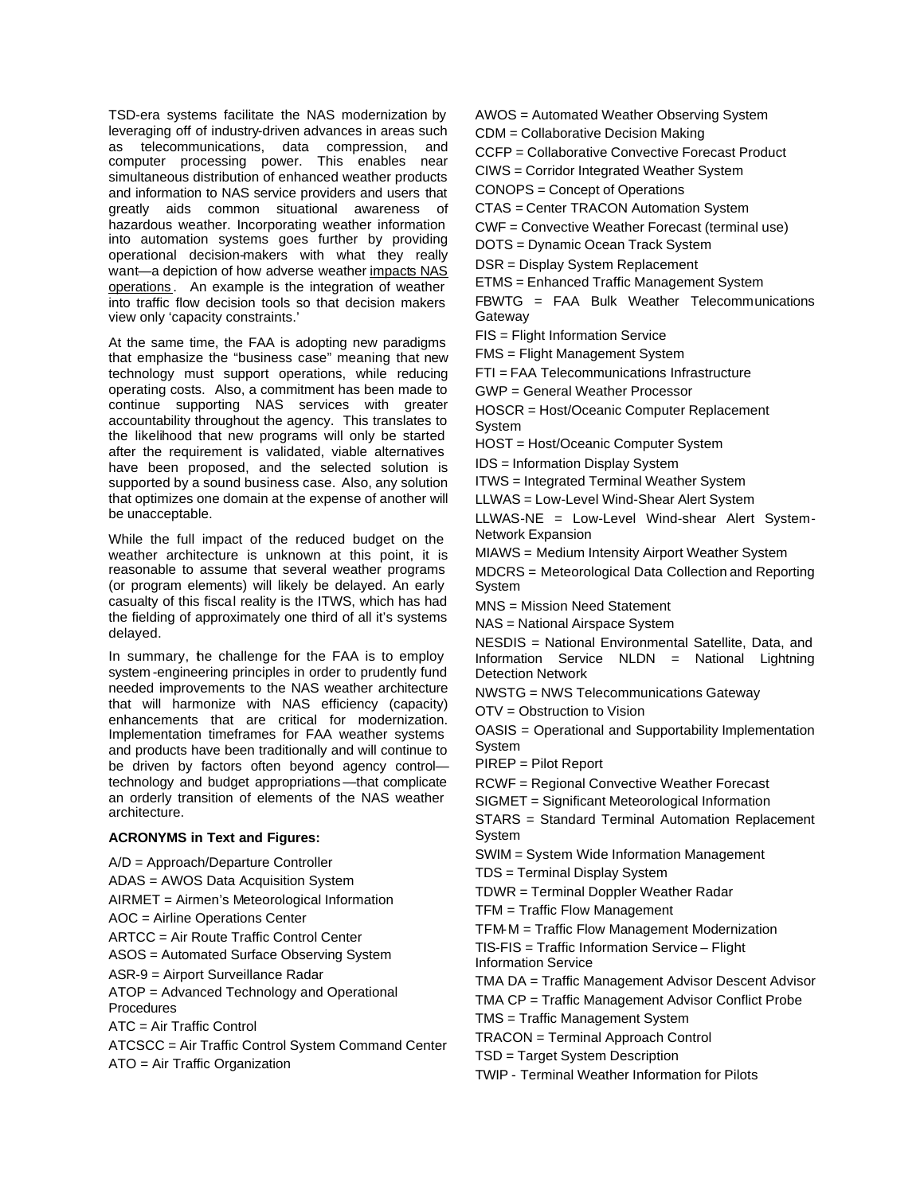TSD-era systems facilitate the NAS modernization by leveraging off of industry-driven advances in areas such as telecommunications, data compression, and computer processing power. This enables near simultaneous distribution of enhanced weather products and information to NAS service providers and users that greatly aids common situational awareness of hazardous weather. Incorporating weather information into automation systems goes further by providing operational decision-makers with what they really want—a depiction of how adverse weather impacts NAS operations. An example is the integration of weather into traffic flow decision tools so that decision makers view only 'capacity constraints.'

At the same time, the FAA is adopting new paradigms that emphasize the "business case" meaning that new technology must support operations, while reducing operating costs. Also, a commitment has been made to continue supporting NAS services with greater accountability throughout the agency. This translates to the likelihood that new programs will only be started after the requirement is validated, viable alternatives have been proposed, and the selected solution is supported by a sound business case. Also, any solution that optimizes one domain at the expense of another will be unacceptable.

While the full impact of the reduced budget on the weather architecture is unknown at this point, it is reasonable to assume that several weather programs (or program elements) will likely be delayed. An early casualty of this fiscal reality is the ITWS, which has had the fielding of approximately one third of all it's systems delayed.

In summary, the challenge for the FAA is to employ system-engineering principles in order to prudently fund needed improvements to the NAS weather architecture that will harmonize with NAS efficiency (capacity) enhancements that are critical for modernization. Implementation timeframes for FAA weather systems and products have been traditionally and will continue to be driven by factors often beyond agency control—technology and budget appropriations—that complicate an orderly transition of elements of the NAS weather architecture.

**ACRONYMS in Text and Figures:**

A/D = Approach/Departure Controller

ADAS = AWOS Data Acquisition System

AIRMET = Airmen's Meteorological Information

AOC = Airline Operations Center

ARTCC = Air Route Traffic Control Center

ASOS = Automated Surface Observing System

ASR-9 = Airport Surveillance Radar

ATOP = Advanced Technology and Operational Procedures

ATC = Air Traffic Control

ATCSCC = Air Traffic Control System Command Center

ATO = Air Traffic Organization

AWOS = Automated Weather Observing System

CDM = Collaborative Decision Making

CCFP = Collaborative Convective Forecast Product

CIWS = Corridor Integrated Weather System

CONOPS = Concept of Operations

CTAS = Center TRACON Automation System

CWF = Convective Weather Forecast (terminal use)

DOTS = Dynamic Ocean Track System

DSR = Display System Replacement

ETMS = Enhanced Traffic Management System

FBWTG = FAA Bulk Weather Telecommunications Gateway

FIS = Flight Information Service

FMS = Flight Management System

FTI = FAA Telecommunications Infrastructure

GWP = General Weather Processor

HOSCR = Host/Oceanic Computer Replacement System

HOST = Host/Oceanic Computer System

IDS = Information Display System

ITWS = Integrated Terminal Weather System

LLWAS = Low-Level Wind-Shear Alert System

LLWAS-NE = Low-Level Wind-shear Alert System-Network Expansion

MIAWS = Medium Intensity Airport Weather System

MDCRS = Meteorological Data Collection and Reporting System

MNS = Mission Need Statement

NAS = National Airspace System

NESDIS = National Environmental Satellite, Data, and Information Service NLDN = National Lightning Detection Network

NWSTG = NWS Telecommunications Gateway

OTV = Obstruction to Vision

OASIS = Operational and Supportability Implementation System

PIREP = Pilot Report

RCWF = Regional Convective Weather Forecast

SIGMET = Significant Meteorological Information

STARS = Standard Terminal Automation Replacement System

SWIM = System Wide Information Management

TDS = Terminal Display System

TDWR = Terminal Doppler Weather Radar

TFM = Traffic Flow Management

TFM-M = Traffic Flow Management Modernization

TIS-FIS = Traffic Information Service – Flight Information Service

TMA DA = Traffic Management Advisor Descent Advisor

TMA CP = Traffic Management Advisor Conflict Probe

TMS = Traffic Management System

TRACON = Terminal Approach Control

TSD = Target System Description

TWIP - Terminal Weather Information for Pilots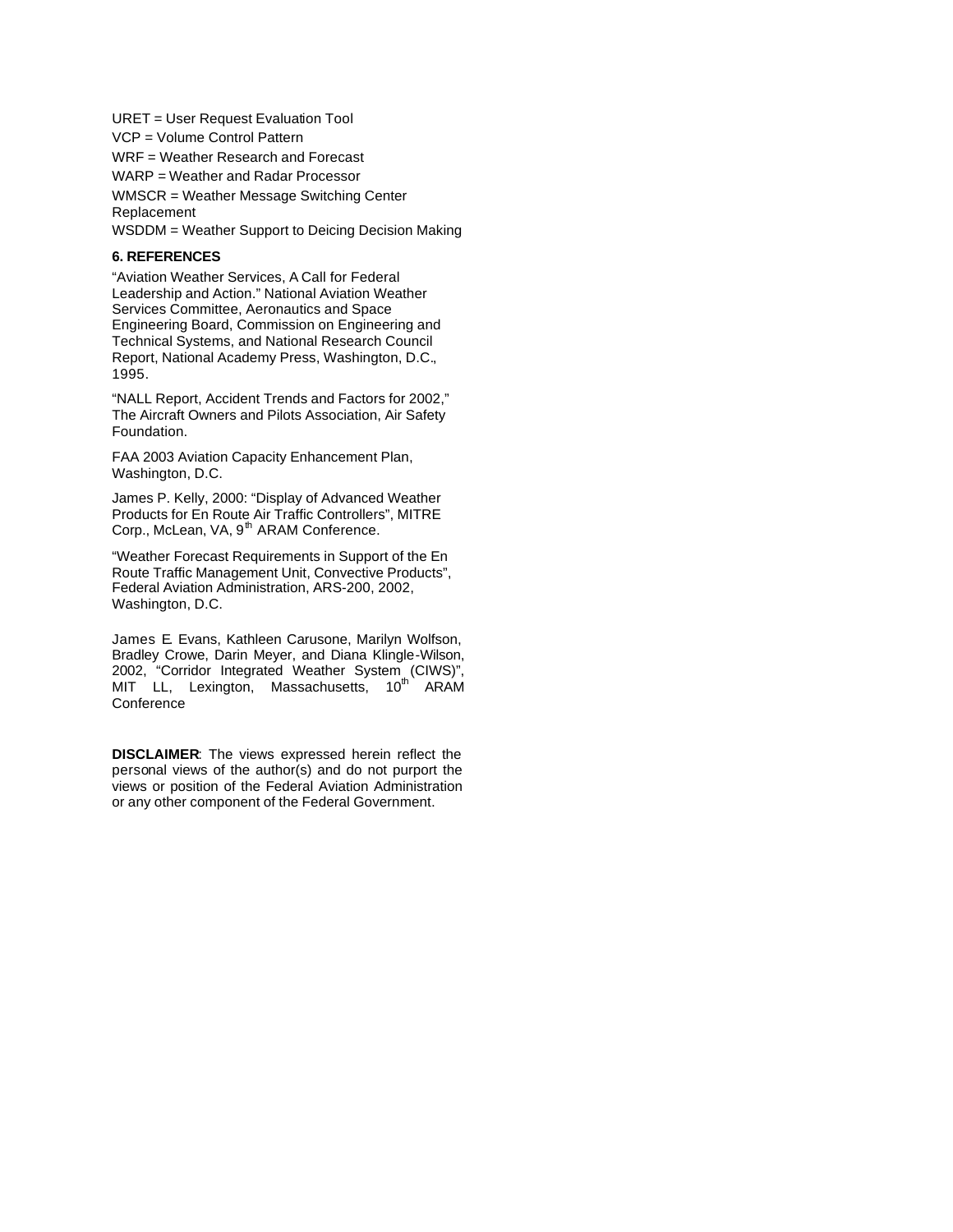URET = User Request Evaluation Tool

VCP = Volume Control Pattern

WRF = Weather Research and Forecast

WARP = Weather and Radar Processor

WMSCR = Weather Message Switching Center Replacement

WSDDM = Weather Support to Deicing Decision Making

## 6. REFERENCES

"Aviation Weather Services, A Call for Federal Leadership and Action." National Aviation Weather Services Committee, Aeronautics and Space Engineering Board, Commission on Engineering and Technical Systems, and National Research Council Report, National Academy Press, Washington, D.C., 1995.

"NALL Report, Accident Trends and Factors for 2002," The Aircraft Owners and Pilots Association, Air Safety Foundation.

FAA 2003 Aviation Capacity Enhancement Plan, Washington, D.C.

James P. Kelly, 2000: "Display of Advanced Weather Products for En Route Air Traffic Controllers", MITRE Corp., McLean, VA, 9th ARAM Conference.

"Weather Forecast Requirements in Support of the En Route Traffic Management Unit, Convective Products", Federal Aviation Administration, ARS-200, 2002, Washington, D.C.

James E. Evans, Kathleen Carusone, Marilyn Wolfson, Bradley Crowe, Darin Meyer, and Diana Klingle-Wilson, 2002, "Corridor Integrated Weather System (CIWS)", MIT LL, Lexington, Massachusetts, 10th ARAM Conference

**DISCLAIMER**: The views expressed herein reflect the personal views of the author(s) and do not purport the views or position of the Federal Aviation Administration or any other component of the Federal Government.